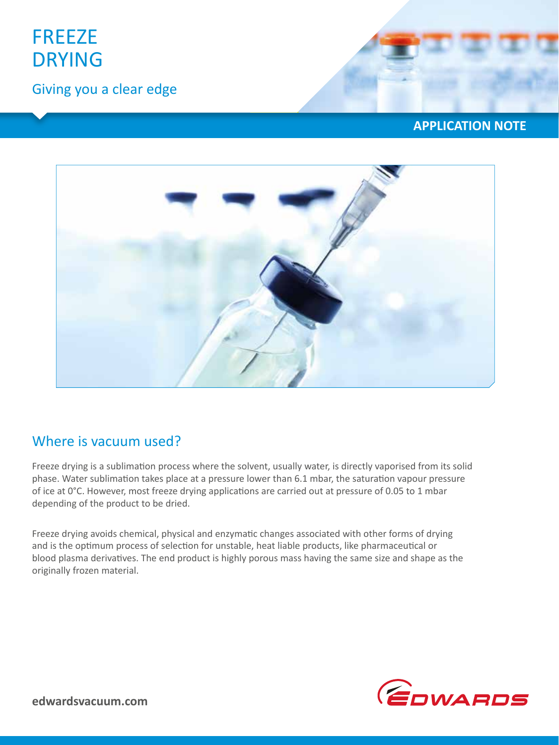# FREEZE DRYING

Giving you a clear edge

APPLICATION NOTE

## Where is vacuum used?

Freeze drying is a sublimation process where the solvent, usually water, is directly vaporised from its solid phase. Water sublimation takes place at a pressure lower than 6.1 mbar, the saturation vapour pressure of ice at 0°C. However, most freeze drying applications are carried out at pressure of 0.05 to 1 mbar depending of the product to be dried.

Freeze drying avoids chemical, physical and enzymatic changes associated with other forms of drying and is the optimum process of selection for unstable, heat liable products, like pharmaceutical or blood plasma derivatives. The end product is highly porous mass having the same size and shape as the originally frozen material.

edwardsvacuum.com

EDWARDS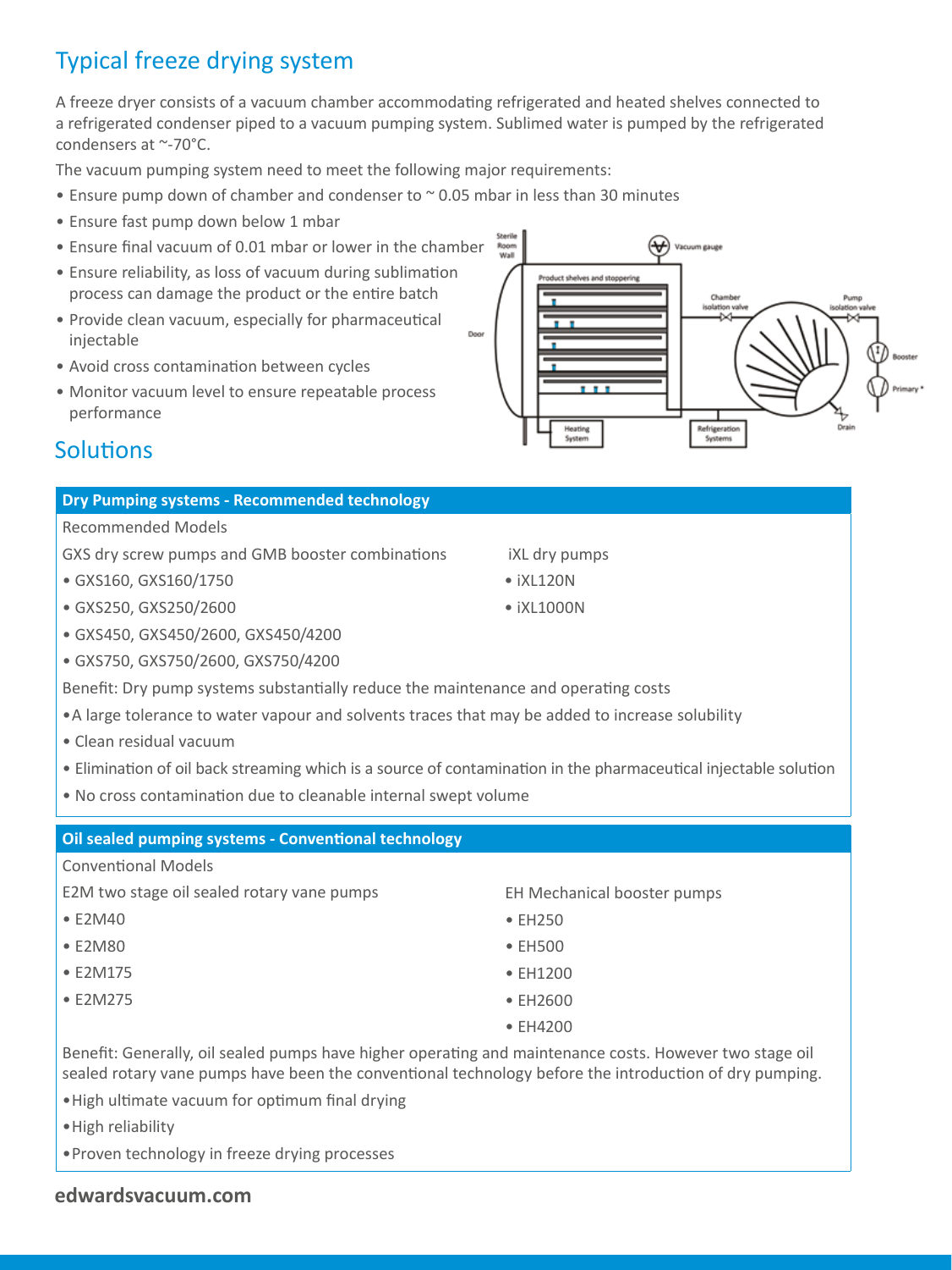## Typical freeze drying system

A freeze dryer consists of a vacuum chamber accommodating refrigerated and heated shelves connected to a refrigerated condenser piped to a vacuum pumping system. Sublimed water is pumped by the refrigerated condensers at ~-70°C.

The vacuum pumping system need to meet the following major requirements:

- Ensure pump down of chamber and condenser to ~ 0.05 mbar in less than 30 minutes
- Ensure fast pump down below 1 mbar
- Ensure final vacuum of 0.01 mbar or lower in the chamber
- Ensure reliability, as loss of vacuum during sublimation process can damage the product or the entire batch
- Provide clean vacuum, especially for pharmaceutical injectable
- Avoid cross contamination between cycles
- Monitor vacuum level to ensure repeatable process performance

## Solutions

### Dry Pumping systems - Recommended technology

Recommended Models

GXS dry screw pumps and GMB booster combinations

- GXS160, GXS160/1750
- GXS250, GXS250/2600
- GXS450, GXS450/2600, GXS450/4200
- GXS750, GXS750/2600, GXS750/4200

iXL dry pumps

- iXL120N
- iXL1000N

Benefit: Dry pump systems substantially reduce the maintenance and operating costs

- A large tolerance to water vapour and solvents traces that may be added to increase solubility
- Clean residual vacuum
- Elimination of oil back streaming which is a source of contamination in the pharmaceutical injectable solution
- No cross contamination due to cleanable internal swept volume

### Oil sealed pumping systems - Conventional technology

Conventional Models

E2M two stage oil sealed rotary vane pumps

- E2M40
- E2M80
- E2M175
- E2M275

EH Mechanical booster pumps

- EH250
- EH500
- EH1200
- EH2600
- EH4200

Benefit: Generally, oil sealed pumps have higher operating and maintenance costs. However two stage oil sealed rotary vane pumps have been the conventional technology before the introduction of dry pumping.

- High ultimate vacuum for optimum final drying
- High reliability
- Proven technology in freeze drying processes

edwardsvacuum.com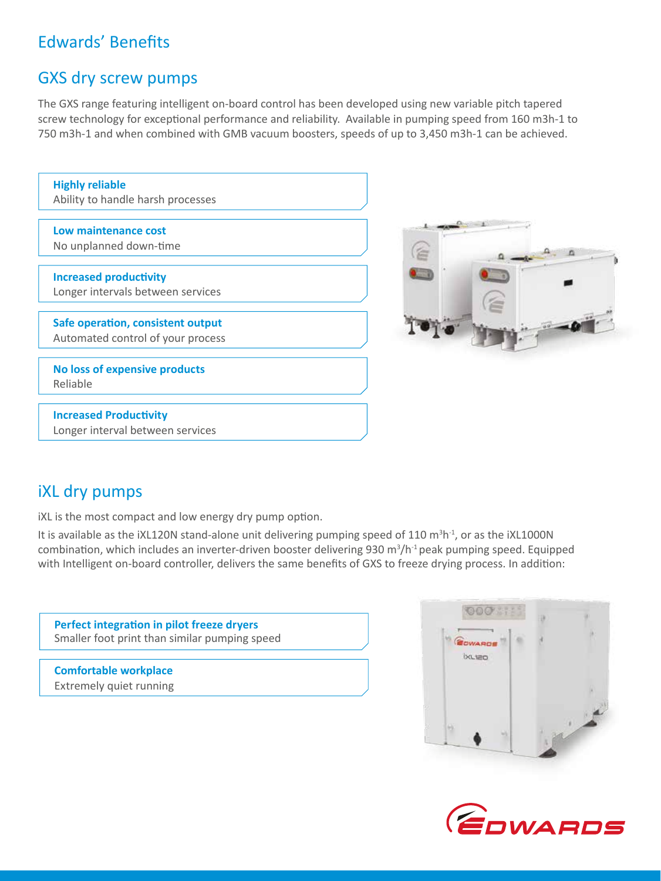# Edwards' Benefits

## GXS dry screw pumps

The GXS range featuring intelligent on-board control has been developed using new variable pitch tapered screw technology for exceptional performance and reliability. Available in pumping speed from 160 m3h-1 to 750 m3h-1 and when combined with GMB vacuum boosters, speeds of up to 3,450 m3h-1 can be achieved.

**Highly reliable**
Ability to handle harsh processes

**Low maintenance cost**
No unplanned down-time

**Increased productivity**
Longer intervals between services

**Safe operation, consistent output**
Automated control of your process

**No loss of expensive products**
Reliable

**Increased Productivity**
Longer interval between services

## iXL dry pumps

iXL is the most compact and low energy dry pump option.

It is available as the iXL120N stand-alone unit delivering pumping speed of 110 $m^3h^{-1}$, or as the iXL1000N combination, which includes an inverter-driven booster delivering 930 $m^3/h^{-1}$ peak pumping speed. Equipped with Intelligent on-board controller, delivers the same benefits of GXS to freeze drying process. In addition:

**Perfect integration in pilot freeze dryers**
Smaller foot print than similar pumping speed

**Comfortable workplace**
Extremely quiet running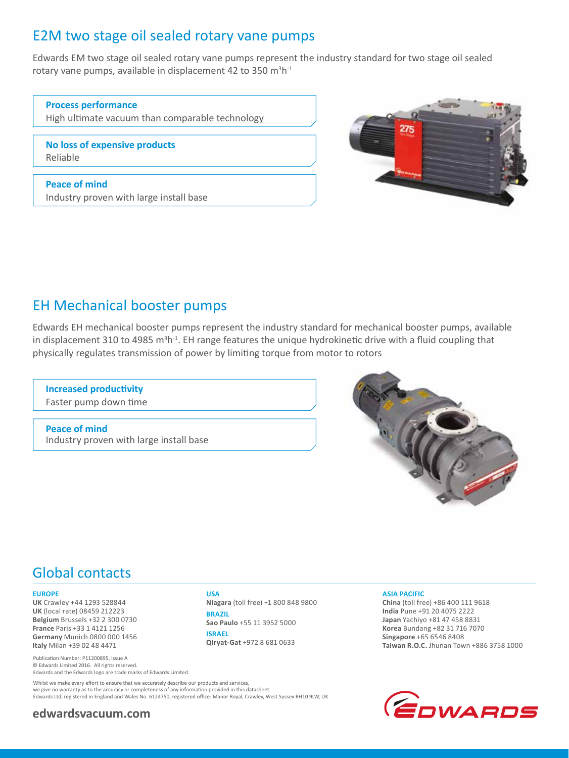## E2M two stage oil sealed rotary vane pumps

Edwards EM two stage oil sealed rotary vane pumps represent the industry standard for two stage oil sealed rotary vane pumps, available in displacement 42 to 350 $m^3h^{-1}$

**Process performance**
High ultimate vacuum than comparable technology

**No loss of expensive products**
Reliable

**Peace of mind**
Industry proven with large install base

## EH Mechanical booster pumps

Edwards EH mechanical booster pumps represent the industry standard for mechanical booster pumps, available in displacement 310 to 4985 $m^3h^{-1}$. EH range features the unique hydrokinetic drive with a fluid coupling that physically regulates transmission of power by limiting torque from motor to rotors

**Increased productivity**
Faster pump down time

**Peace of mind**
Industry proven with large install base

## Global contacts

**EUROPE**
**UK** Crawley +44 1293 528844
**UK** (local rate) 08459 212223
**Belgium** Brussels +32 2 300 0730
**France** Paris +33 1 4121 1256
**Germany** Munich 0800 000 1456
**Italy** Milan +39 02 48 4471

**USA**
**Niagara** (toll free) +1 800 848 9800

**BRAZIL**
**Sao Paulo** +55 11 3952 5000

**ISRAEL**
**Qiryat-Gat** +972 8 681 0633

**ASIA PACIFIC**
**China** (toll free) +86 400 111 9618
**India** Pune +91 20 4075 2222
**Japan** Yachiyo +81 47 458 8831
**Korea** Bundang +82 31 716 7070
**Singapore** +65 6546 8408
**Taiwan R.O.C.** Jhunan Town +886 3758 1000

Publication Number: P11200895, Issue A
© Edwards Limited 2016. All rights reserved.
Edwards and the Edwards logo are trade marks of Edwards Limited.

Whilst we make every effort to ensure that we accurately describe our products and services, we give no warranty as to the accuracy or completeness of any information provided in this datasheet.
Edwards Ltd, registered in England and Wales No. 6124750, registered office: Manor Royal, Crawley, West Sussex RH10 9LW, UK

**edwardsvacuum.com**